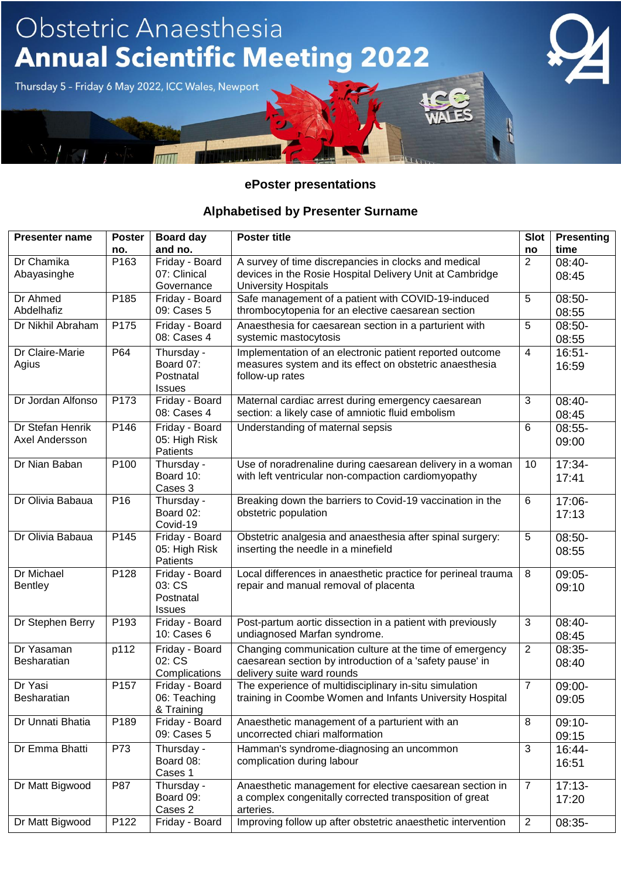# Obstetric Anaesthesia Annual Scientific Meeting 2022

Thursday 5 – Friday 6 May 2022, ICC Wales, Newport

## ePoster presentations

## Alphabetised by Presenter Surname

| Presenter name | Poster no. | Board day and no. | Poster title | Slot no | Presenting time |
|---|---|---|---|---|---|
| Dr Chamika Abayasinghe | P163 | Friday - Board 07: Clinical Governance | A survey of time discrepancies in clocks and medical devices in the Rosie Hospital Delivery Unit at Cambridge University Hospitals | 2 | 08:40-08:45 |
| Dr Ahmed Abdelhafiz | P185 | Friday - Board 09: Cases 5 | Safe management of a patient with COVID-19-induced thrombocytopenia for an elective caesarean section | 5 | 08:50-08:55 |
| Dr Nikhil Abraham | P175 | Friday - Board 08: Cases 4 | Anaesthesia for caesarean section in a parturient with systemic mastocytosis | 5 | 08:50-08:55 |
| Dr Claire-Marie Agius | P64 | Thursday - Board 07: Postnatal Issues | Implementation of an electronic patient reported outcome measures system and its effect on obstetric anaesthesia follow-up rates | 4 | 16:51-16:59 |
| Dr Jordan Alfonso | P173 | Friday - Board 08: Cases 4 | Maternal cardiac arrest during emergency caesarean section: a likely case of amniotic fluid embolism | 3 | 08:40-08:45 |
| Dr Stefan Henrik Axel Andersson | P146 | Friday - Board 05: High Risk Patients | Understanding of maternal sepsis | 6 | 08:55-09:00 |
| Dr Nian Baban | P100 | Thursday - Board 10: Cases 3 | Use of noradrenaline during caesarean delivery in a woman with left ventricular non-compaction cardiomyopathy | 10 | 17:34-17:41 |
| Dr Olivia Babaua | P16 | Thursday - Board 02: Covid-19 | Breaking down the barriers to Covid-19 vaccination in the obstetric population | 6 | 17:06-17:13 |
| Dr Olivia Babaua | P145 | Friday - Board 05: High Risk Patients | Obstetric analgesia and anaesthesia after spinal surgery: inserting the needle in a minefield | 5 | 08:50-08:55 |
| Dr Michael Bentley | P128 | Friday - Board 03: CS Postnatal Issues | Local differences in anaesthetic practice for perineal trauma repair and manual removal of placenta | 8 | 09:05-09:10 |
| Dr Stephen Berry | P193 | Friday - Board 10: Cases 6 | Post-partum aortic dissection in a patient with previously undiagnosed Marfan syndrome. | 3 | 08:40-08:45 |
| Dr Yasaman Besharatian | p112 | Friday - Board 02: CS Complications | Changing communication culture at the time of emergency caesarean section by introduction of a 'safety pause' in delivery suite ward rounds | 2 | 08:35-08:40 |
| Dr Yasi Besharatian | P157 | Friday - Board 06: Teaching & Training | The experience of multidisciplinary in-situ simulation training in Coombe Women and Infants University Hospital | 7 | 09:00-09:05 |
| Dr Unnati Bhatia | P189 | Friday - Board 09: Cases 5 | Anaesthetic management of a parturient with an uncorrected chiari malformation | 8 | 09:10-09:15 |
| Dr Emma Bhatti | P73 | Thursday - Board 08: Cases 1 | Hamman's syndrome-diagnosing an uncommon complication during labour | 3 | 16:44-16:51 |
| Dr Matt Bigwood | P87 | Thursday - Board 09: Cases 2 | Anaesthetic management for elective caesarean section in a complex congenitally corrected transposition of great arteries. | 7 | 17:13-17:20 |
| Dr Matt Bigwood | P122 | Friday - Board | Improving follow up after obstetric anaesthetic intervention | 2 | 08:35- |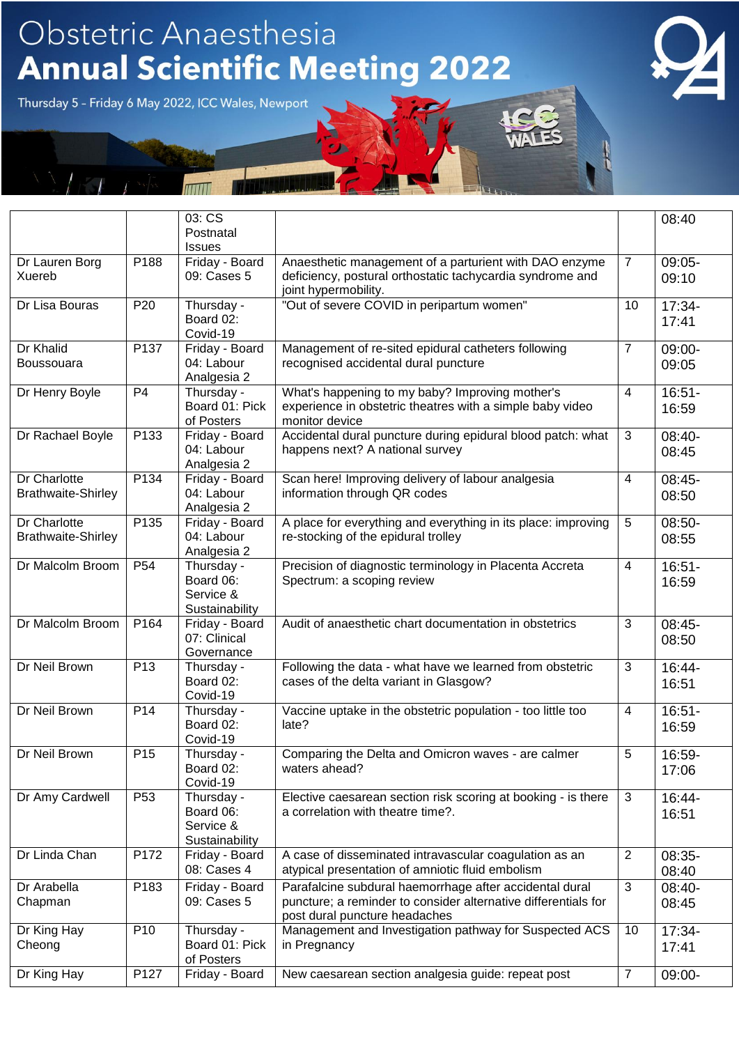# Obstetric Anaesthesia Annual Scientific Meeting 2022

Thursday 5 – Friday 6 May 2022, ICC Wales, Newport

| | | | | | |
|---|---|---|---|---|---|
| | | 03: CS Postnatal Issues | | | 08:40 |
| Dr Lauren Borg Xuereb | P188 | Friday - Board 09: Cases 5 | Anaesthetic management of a parturient with DAO enzyme deficiency, postural orthostatic tachycardia syndrome and joint hypermobility. | 7 | 09:05-09:10 |
| Dr Lisa Bouras | P20 | Thursday - Board 02: Covid-19 | "Out of severe COVID in peripartum women" | 10 | 17:34-17:41 |
| Dr Khalid Boussouara | P137 | Friday - Board 04: Labour Analgesia 2 | Management of re-sited epidural catheters following recognised accidental dural puncture | 7 | 09:00-09:05 |
| Dr Henry Boyle | P4 | Thursday - Board 01: Pick of Posters | What's happening to my baby? Improving mother's experience in obstetric theatres with a simple baby video monitor device | 4 | 16:51-16:59 |
| Dr Rachael Boyle | P133 | Friday - Board 04: Labour Analgesia 2 | Accidental dural puncture during epidural blood patch: what happens next? A national survey | 3 | 08:40-08:45 |
| Dr Charlotte Brathwaite-Shirley | P134 | Friday - Board 04: Labour Analgesia 2 | Scan here! Improving delivery of labour analgesia information through QR codes | 4 | 08:45-08:50 |
| Dr Charlotte Brathwaite-Shirley | P135 | Friday - Board 04: Labour Analgesia 2 | A place for everything and everything in its place: improving re-stocking of the epidural trolley | 5 | 08:50-08:55 |
| Dr Malcolm Broom | P54 | Thursday - Board 06: Service & Sustainability | Precision of diagnostic terminology in Placenta Accreta Spectrum: a scoping review | 4 | 16:51-16:59 |
| Dr Malcolm Broom | P164 | Friday - Board 07: Clinical Governance | Audit of anaesthetic chart documentation in obstetrics | 3 | 08:45-08:50 |
| Dr Neil Brown | P13 | Thursday - Board 02: Covid-19 | Following the data - what have we learned from obstetric cases of the delta variant in Glasgow? | 3 | 16:44-16:51 |
| Dr Neil Brown | P14 | Thursday - Board 02: Covid-19 | Vaccine uptake in the obstetric population - too little too late? | 4 | 16:51-16:59 |
| Dr Neil Brown | P15 | Thursday - Board 02: Covid-19 | Comparing the Delta and Omicron waves - are calmer waters ahead? | 5 | 16:59-17:06 |
| Dr Amy Cardwell | P53 | Thursday - Board 06: Service & Sustainability | Elective caesarean section risk scoring at booking - is there a correlation with theatre time?. | 3 | 16:44-16:51 |
| Dr Linda Chan | P172 | Friday - Board 08: Cases 4 | A case of disseminated intravascular coagulation as an atypical presentation of amniotic fluid embolism | 2 | 08:35-08:40 |
| Dr Arabella Chapman | P183 | Friday - Board 09: Cases 5 | Parafalcine subdural haemorrhage after accidental dural puncture; a reminder to consider alternative differentials for post dural puncture headaches | 3 | 08:40-08:45 |
| Dr King Hay Cheong | P10 | Thursday - Board 01: Pick of Posters | Management and Investigation pathway for Suspected ACS in Pregnancy | 10 | 17:34-17:41 |
| Dr King Hay | P127 | Friday - Board | New caesarean section analgesia guide: repeat post | 7 | 09:00- |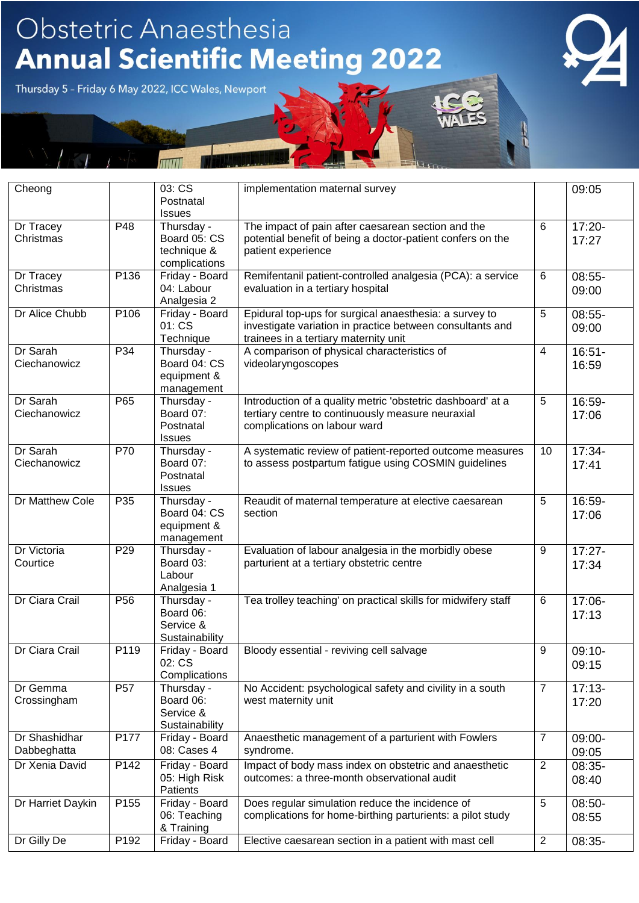| Cheong | | 03: CS Postnatal Issues | implementation maternal survey | | 09:05 |
|---|---|---|---|---|---|
| Dr Tracey Christmas | P48 | Thursday - Board 05: CS technique & complications | The impact of pain after caesarean section and the potential benefit of being a doctor-patient confers on the patient experience | 6 | 17:20-17:27 |
| Dr Tracey Christmas | P136 | Friday - Board 04: Labour Analgesia 2 | Remifentanil patient-controlled analgesia (PCA): a service evaluation in a tertiary hospital | 6 | 08:55-09:00 |
| Dr Alice Chubb | P106 | Friday - Board 01: CS Technique | Epidural top-ups for surgical anaesthesia: a survey to investigate variation in practice between consultants and trainees in a tertiary maternity unit | 5 | 08:55-09:00 |
| Dr Sarah Ciechanowicz | P34 | Thursday - Board 04: CS equipment & management | A comparison of physical characteristics of videolaryngoscopes | 4 | 16:51-16:59 |
| Dr Sarah Ciechanowicz | P65 | Thursday - Board 07: Postnatal Issues | Introduction of a quality metric 'obstetric dashboard' at a tertiary centre to continuously measure neuraxial complications on labour ward | 5 | 16:59-17:06 |
| Dr Sarah Ciechanowicz | P70 | Thursday - Board 07: Postnatal Issues | A systematic review of patient-reported outcome measures to assess postpartum fatigue using COSMIN guidelines | 10 | 17:34-17:41 |
| Dr Matthew Cole | P35 | Thursday - Board 04: CS equipment & management | Reaudit of maternal temperature at elective caesarean section | 5 | 16:59-17:06 |
| Dr Victoria Courtice | P29 | Thursday - Board 03: Labour Analgesia 1 | Evaluation of labour analgesia in the morbidly obese parturient at a tertiary obstetric centre | 9 | 17:27-17:34 |
| Dr Ciara Crail | P56 | Thursday - Board 06: Service & Sustainability | Tea trolley teaching' on practical skills for midwifery staff | 6 | 17:06-17:13 |
| Dr Ciara Crail | P119 | Friday - Board 02: CS Complications | Bloody essential - reviving cell salvage | 9 | 09:10-09:15 |
| Dr Gemma Crossingham | P57 | Thursday - Board 06: Service & Sustainability | No Accident: psychological safety and civility in a south west maternity unit | 7 | 17:13-17:20 |
| Dr Shashidhar Dabbeghatta | P177 | Friday - Board 08: Cases 4 | Anaesthetic management of a parturient with Fowlers syndrome. | 7 | 09:00-09:05 |
| Dr Xenia David | P142 | Friday - Board 05: High Risk Patients | Impact of body mass index on obstetric and anaesthetic outcomes: a three-month observational audit | 2 | 08:35-08:40 |
| Dr Harriet Daykin | P155 | Friday - Board 06: Teaching & Training | Does regular simulation reduce the incidence of complications for home-birthing parturients: a pilot study | 5 | 08:50-08:55 |
| Dr Gilly De | P192 | Friday - Board | Elective caesarean section in a patient with mast cell | 2 | 08:35- |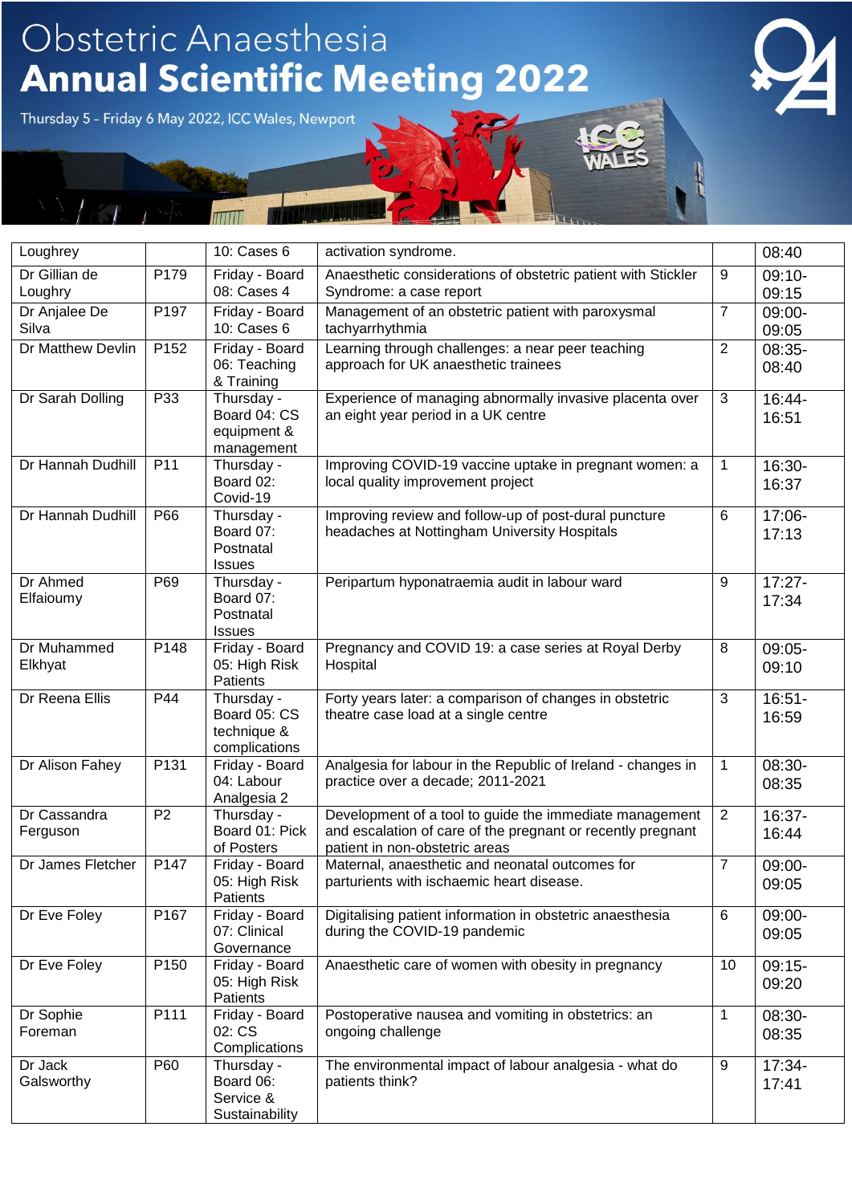| Loughrey | | 10: Cases 6 | activation syndrome. | | 08:40 |
|---|---|---|---|---|---|
| Dr Gillian de Loughry | P179 | Friday - Board 08: Cases 4 | Anaesthetic considerations of obstetric patient with Stickler Syndrome: a case report | 9 | 09:10-09:15 |
| Dr Anjalee De Silva | P197 | Friday - Board 10: Cases 6 | Management of an obstetric patient with paroxysmal tachyarrhythmia | 7 | 09:00-09:05 |
| Dr Matthew Devlin | P152 | Friday - Board 06: Teaching & Training | Learning through challenges: a near peer teaching approach for UK anaesthetic trainees | 2 | 08:35-08:40 |
| Dr Sarah Dolling | P33 | Thursday - Board 04: CS equipment & management | Experience of managing abnormally invasive placenta over an eight year period in a UK centre | 3 | 16:44-16:51 |
| Dr Hannah Dudhill | P11 | Thursday - Board 02: Covid-19 | Improving COVID-19 vaccine uptake in pregnant women: a local quality improvement project | 1 | 16:30-16:37 |
| Dr Hannah Dudhill | P66 | Thursday - Board 07: Postnatal Issues | Improving review and follow-up of post-dural puncture headaches at Nottingham University Hospitals | 6 | 17:06-17:13 |
| Dr Ahmed Elfaioumy | P69 | Thursday - Board 07: Postnatal Issues | Peripartum hyponatraemia audit in labour ward | 9 | 17:27-17:34 |
| Dr Muhammed Elkhyat | P148 | Friday - Board 05: High Risk Patients | Pregnancy and COVID 19: a case series at Royal Derby Hospital | 8 | 09:05-09:10 |
| Dr Reena Ellis | P44 | Thursday - Board 05: CS technique & complications | Forty years later: a comparison of changes in obstetric theatre case load at a single centre | 3 | 16:51-16:59 |
| Dr Alison Fahey | P131 | Friday - Board 04: Labour Analgesia 2 | Analgesia for labour in the Republic of Ireland - changes in practice over a decade; 2011-2021 | 1 | 08:30-08:35 |
| Dr Cassandra Ferguson | P2 | Thursday - Board 01: Pick of Posters | Development of a tool to guide the immediate management and escalation of care of the pregnant or recently pregnant patient in non-obstetric areas | 2 | 16:37-16:44 |
| Dr James Fletcher | P147 | Friday - Board 05: High Risk Patients | Maternal, anaesthetic and neonatal outcomes for parturients with ischaemic heart disease. | 7 | 09:00-09:05 |
| Dr Eve Foley | P167 | Friday - Board 07: Clinical Governance | Digitalising patient information in obstetric anaesthesia during the COVID-19 pandemic | 6 | 09:00-09:05 |
| Dr Eve Foley | P150 | Friday - Board 05: High Risk Patients | Anaesthetic care of women with obesity in pregnancy | 10 | 09:15-09:20 |
| Dr Sophie Foreman | P111 | Friday - Board 02: CS Complications | Postoperative nausea and vomiting in obstetrics: an ongoing challenge | 1 | 08:30-08:35 |
| Dr Jack Galsworthy | P60 | Thursday - Board 06: Service & Sustainability | The environmental impact of labour analgesia - what do patients think? | 9 | 17:34-17:41 |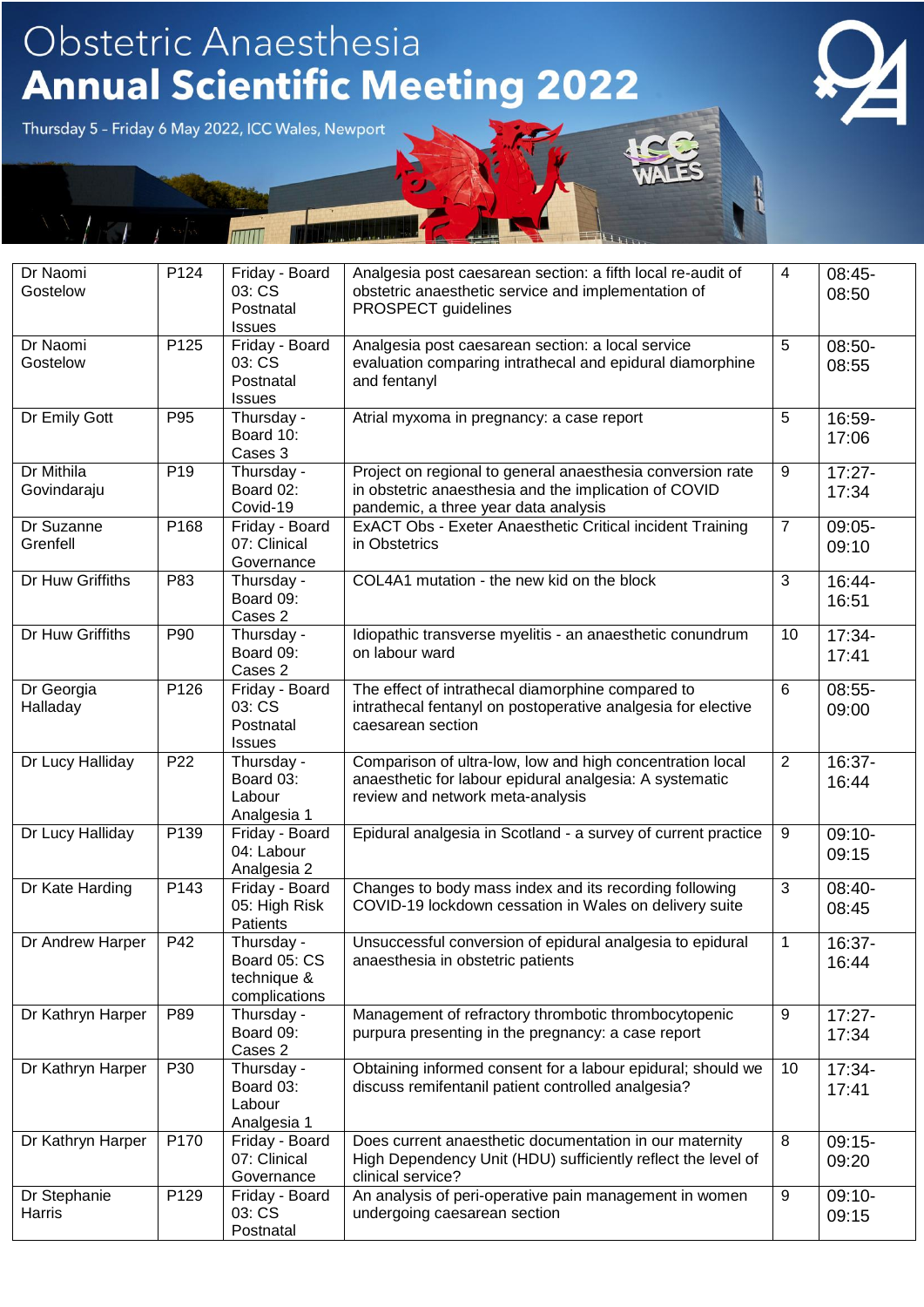# Obstetric Anaesthesia Annual Scientific Meeting 2022

Thursday 5 – Friday 6 May 2022, ICC Wales, Newport

| Dr Naomi Gostelow | P124 | Friday - Board 03: CS Postnatal Issues | Analgesia post caesarean section: a fifth local re-audit of obstetric anaesthetic service and implementation of PROSPECT guidelines | 4 | 08:45-08:50 |
|---|---|---|---|---|---|
| Dr Naomi Gostelow | P125 | Friday - Board 03: CS Postnatal Issues | Analgesia post caesarean section: a local service evaluation comparing intrathecal and epidural diamorphine and fentanyl | 5 | 08:50-08:55 |
| Dr Emily Gott | P95 | Thursday - Board 10: Cases 3 | Atrial myxoma in pregnancy: a case report | 5 | 16:59-17:06 |
| Dr Mithila Govindaraju | P19 | Thursday - Board 02: Covid-19 | Project on regional to general anaesthesia conversion rate in obstetric anaesthesia and the implication of COVID pandemic, a three year data analysis | 9 | 17:27-17:34 |
| Dr Suzanne Grenfell | P168 | Friday - Board 07: Clinical Governance | ExACT Obs - Exeter Anaesthetic Critical incident Training in Obstetrics | 7 | 09:05-09:10 |
| Dr Huw Griffiths | P83 | Thursday - Board 09: Cases 2 | COL4A1 mutation - the new kid on the block | 3 | 16:44-16:51 |
| Dr Huw Griffiths | P90 | Thursday - Board 09: Cases 2 | Idiopathic transverse myelitis - an anaesthetic conundrum on labour ward | 10 | 17:34-17:41 |
| Dr Georgia Halladay | P126 | Friday - Board 03: CS Postnatal Issues | The effect of intrathecal diamorphine compared to intrathecal fentanyl on postoperative analgesia for elective caesarean section | 6 | 08:55-09:00 |
| Dr Lucy Halliday | P22 | Thursday - Board 03: Labour Analgesia 1 | Comparison of ultra-low, low and high concentration local anaesthetic for labour epidural analgesia: A systematic review and network meta-analysis | 2 | 16:37-16:44 |
| Dr Lucy Halliday | P139 | Friday - Board 04: Labour Analgesia 2 | Epidural analgesia in Scotland - a survey of current practice | 9 | 09:10-09:15 |
| Dr Kate Harding | P143 | Friday - Board 05: High Risk Patients | Changes to body mass index and its recording following COVID-19 lockdown cessation in Wales on delivery suite | 3 | 08:40-08:45 |
| Dr Andrew Harper | P42 | Thursday - Board 05: CS technique & complications | Unsuccessful conversion of epidural analgesia to epidural anaesthesia in obstetric patients | 1 | 16:37-16:44 |
| Dr Kathryn Harper | P89 | Thursday - Board 09: Cases 2 | Management of refractory thrombotic thrombocytopenic purpura presenting in the pregnancy: a case report | 9 | 17:27-17:34 |
| Dr Kathryn Harper | P30 | Thursday - Board 03: Labour Analgesia 1 | Obtaining informed consent for a labour epidural; should we discuss remifentanil patient controlled analgesia? | 10 | 17:34-17:41 |
| Dr Kathryn Harper | P170 | Friday - Board 07: Clinical Governance | Does current anaesthetic documentation in our maternity High Dependency Unit (HDU) sufficiently reflect the level of clinical service? | 8 | 09:15-09:20 |
| Dr Stephanie Harris | P129 | Friday - Board 03: CS Postnatal | An analysis of peri-operative pain management in women undergoing caesarean section | 9 | 09:10-09:15 |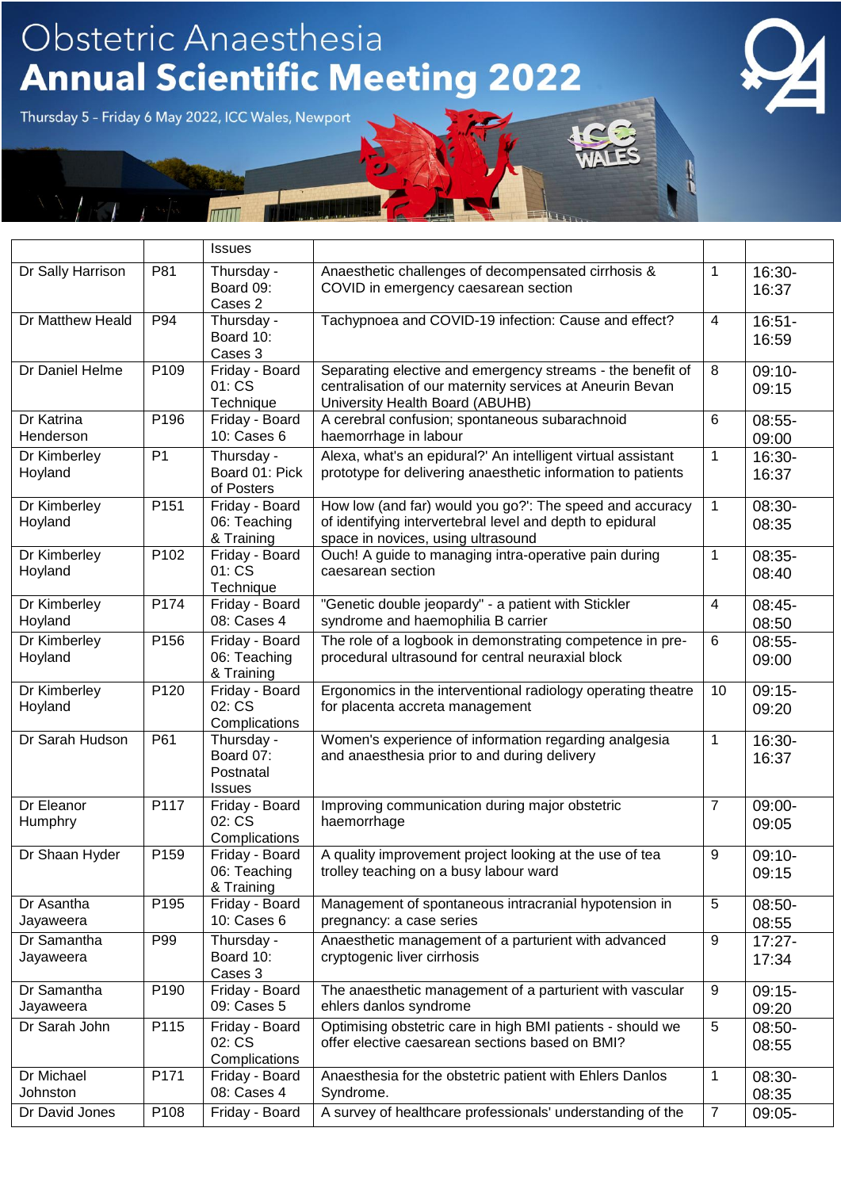# Obstetric Anaesthesia Annual Scientific Meeting 2022

Thursday 5 – Friday 6 May 2022, ICC Wales, Newport

| | | Issues | | | |
|---|---|---|---|---|---|
| Dr Sally Harrison | P81 | Thursday - Board 09: Cases 2 | Anaesthetic challenges of decompensated cirrhosis & COVID in emergency caesarean section | 1 | 16:30-16:37 |
| Dr Matthew Heald | P94 | Thursday - Board 10: Cases 3 | Tachypnoea and COVID-19 infection: Cause and effect? | 4 | 16:51-16:59 |
| Dr Daniel Helme | P109 | Friday - Board 01: CS Technique | Separating elective and emergency streams - the benefit of centralisation of our maternity services at Aneurin Bevan University Health Board (ABUHB) | 8 | 09:10-09:15 |
| Dr Katrina Henderson | P196 | Friday - Board 10: Cases 6 | A cerebral confusion; spontaneous subarachnoid haemorrhage in labour | 6 | 08:55-09:00 |
| Dr Kimberley Hoyland | P1 | Thursday - Board 01: Pick of Posters | Alexa, what's an epidural?' An intelligent virtual assistant prototype for delivering anaesthetic information to patients | 1 | 16:30-16:37 |
| Dr Kimberley Hoyland | P151 | Friday - Board 06: Teaching & Training | How low (and far) would you go?': The speed and accuracy of identifying intervertebral level and depth to epidural space in novices, using ultrasound | 1 | 08:30-08:35 |
| Dr Kimberley Hoyland | P102 | Friday - Board 01: CS Technique | Ouch! A guide to managing intra-operative pain during caesarean section | 1 | 08:35-08:40 |
| Dr Kimberley Hoyland | P174 | Friday - Board 08: Cases 4 | "Genetic double jeopardy" - a patient with Stickler syndrome and haemophilia B carrier | 4 | 08:45-08:50 |
| Dr Kimberley Hoyland | P156 | Friday - Board 06: Teaching & Training | The role of a logbook in demonstrating competence in pre-procedural ultrasound for central neuraxial block | 6 | 08:55-09:00 |
| Dr Kimberley Hoyland | P120 | Friday - Board 02: CS Complications | Ergonomics in the interventional radiology operating theatre for placenta accreta management | 10 | 09:15-09:20 |
| Dr Sarah Hudson | P61 | Thursday - Board 07: Postnatal Issues | Women's experience of information regarding analgesia and anaesthesia prior to and during delivery | 1 | 16:30-16:37 |
| Dr Eleanor Humphry | P117 | Friday - Board 02: CS Complications | Improving communication during major obstetric haemorrhage | 7 | 09:00-09:05 |
| Dr Shaan Hyder | P159 | Friday - Board 06: Teaching & Training | A quality improvement project looking at the use of tea trolley teaching on a busy labour ward | 9 | 09:10-09:15 |
| Dr Asantha Jayaweera | P195 | Friday - Board 10: Cases 6 | Management of spontaneous intracranial hypotension in pregnancy: a case series | 5 | 08:50-08:55 |
| Dr Samantha Jayaweera | P99 | Thursday - Board 10: Cases 3 | Anaesthetic management of a parturient with advanced cryptogenic liver cirrhosis | 9 | 17:27-17:34 |
| Dr Samantha Jayaweera | P190 | Friday - Board 09: Cases 5 | The anaesthetic management of a parturient with vascular ehlers danlos syndrome | 9 | 09:15-09:20 |
| Dr Sarah John | P115 | Friday - Board 02: CS Complications | Optimising obstetric care in high BMI patients - should we offer elective caesarean sections based on BMI? | 5 | 08:50-08:55 |
| Dr Michael Johnston | P171 | Friday - Board 08: Cases 4 | Anaesthesia for the obstetric patient with Ehlers Danlos Syndrome. | 1 | 08:30-08:35 |
| Dr David Jones | P108 | Friday - Board | A survey of healthcare professionals' understanding of the | 7 | 09:05- |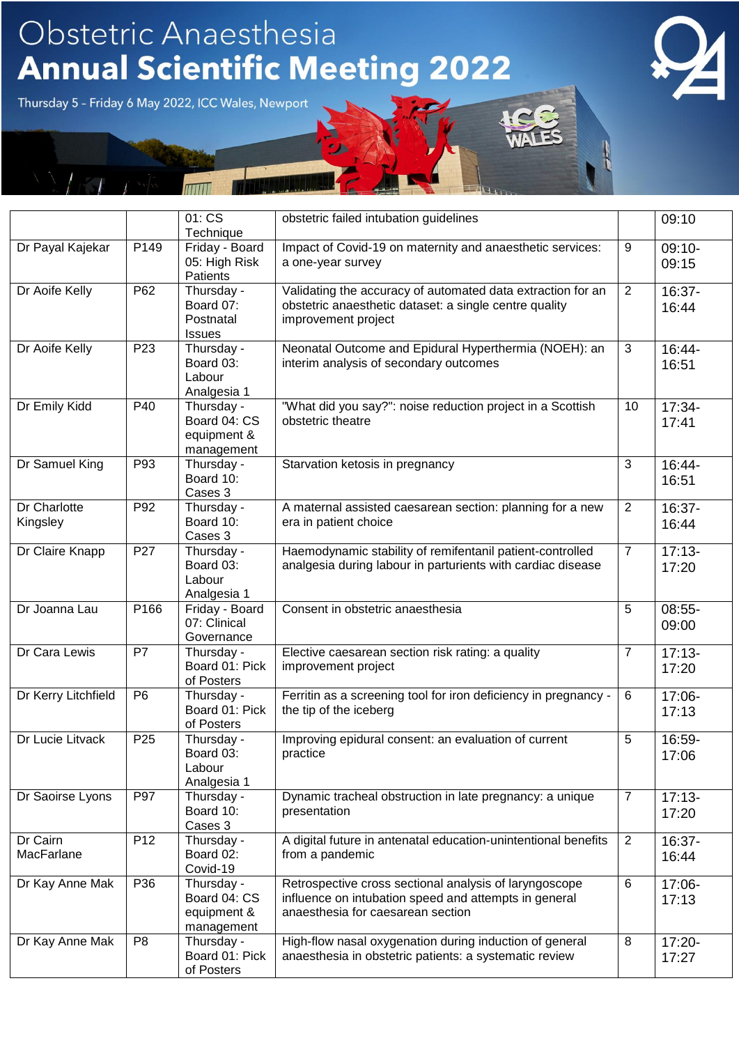# Obstetric Anaesthesia Annual Scientific Meeting 2022

Thursday 5 – Friday 6 May 2022, ICC Wales, Newport

| | | 01: CS Technique | obstetric failed intubation guidelines | | 09:10 |
|---|---|---|---|---|---|
| Dr Payal Kajekar | P149 | Friday - Board 05: High Risk Patients | Impact of Covid-19 on maternity and anaesthetic services: a one-year survey | 9 | 09:10-09:15 |
| Dr Aoife Kelly | P62 | Thursday - Board 07: Postnatal Issues | Validating the accuracy of automated data extraction for an obstetric anaesthetic dataset: a single centre quality improvement project | 2 | 16:37-16:44 |
| Dr Aoife Kelly | P23 | Thursday - Board 03: Labour Analgesia 1 | Neonatal Outcome and Epidural Hyperthermia (NOEH): an interim analysis of secondary outcomes | 3 | 16:44-16:51 |
| Dr Emily Kidd | P40 | Thursday - Board 04: CS equipment & management | "What did you say?": noise reduction project in a Scottish obstetric theatre | 10 | 17:34-17:41 |
| Dr Samuel King | P93 | Thursday - Board 10: Cases 3 | Starvation ketosis in pregnancy | 3 | 16:44-16:51 |
| Dr Charlotte Kingsley | P92 | Thursday - Board 10: Cases 3 | A maternal assisted caesarean section: planning for a new era in patient choice | 2 | 16:37-16:44 |
| Dr Claire Knapp | P27 | Thursday - Board 03: Labour Analgesia 1 | Haemodynamic stability of remifentanil patient-controlled analgesia during labour in parturients with cardiac disease | 7 | 17:13-17:20 |
| Dr Joanna Lau | P166 | Friday - Board 07: Clinical Governance | Consent in obstetric anaesthesia | 5 | 08:55-09:00 |
| Dr Cara Lewis | P7 | Thursday - Board 01: Pick of Posters | Elective caesarean section risk rating: a quality improvement project | 7 | 17:13-17:20 |
| Dr Kerry Litchfield | P6 | Thursday - Board 01: Pick of Posters | Ferritin as a screening tool for iron deficiency in pregnancy - the tip of the iceberg | 6 | 17:06-17:13 |
| Dr Lucie Litvack | P25 | Thursday - Board 03: Labour Analgesia 1 | Improving epidural consent: an evaluation of current practice | 5 | 16:59-17:06 |
| Dr Saoirse Lyons | P97 | Thursday - Board 10: Cases 3 | Dynamic tracheal obstruction in late pregnancy: a unique presentation | 7 | 17:13-17:20 |
| Dr Cairn MacFarlane | P12 | Thursday - Board 02: Covid-19 | A digital future in antenatal education-unintentional benefits from a pandemic | 2 | 16:37-16:44 |
| Dr Kay Anne Mak | P36 | Thursday - Board 04: CS equipment & management | Retrospective cross sectional analysis of laryngoscope influence on intubation speed and attempts in general anaesthesia for caesarean section | 6 | 17:06-17:13 |
| Dr Kay Anne Mak | P8 | Thursday - Board 01: Pick of Posters | High-flow nasal oxygenation during induction of general anaesthesia in obstetric patients: a systematic review | 8 | 17:20-17:27 |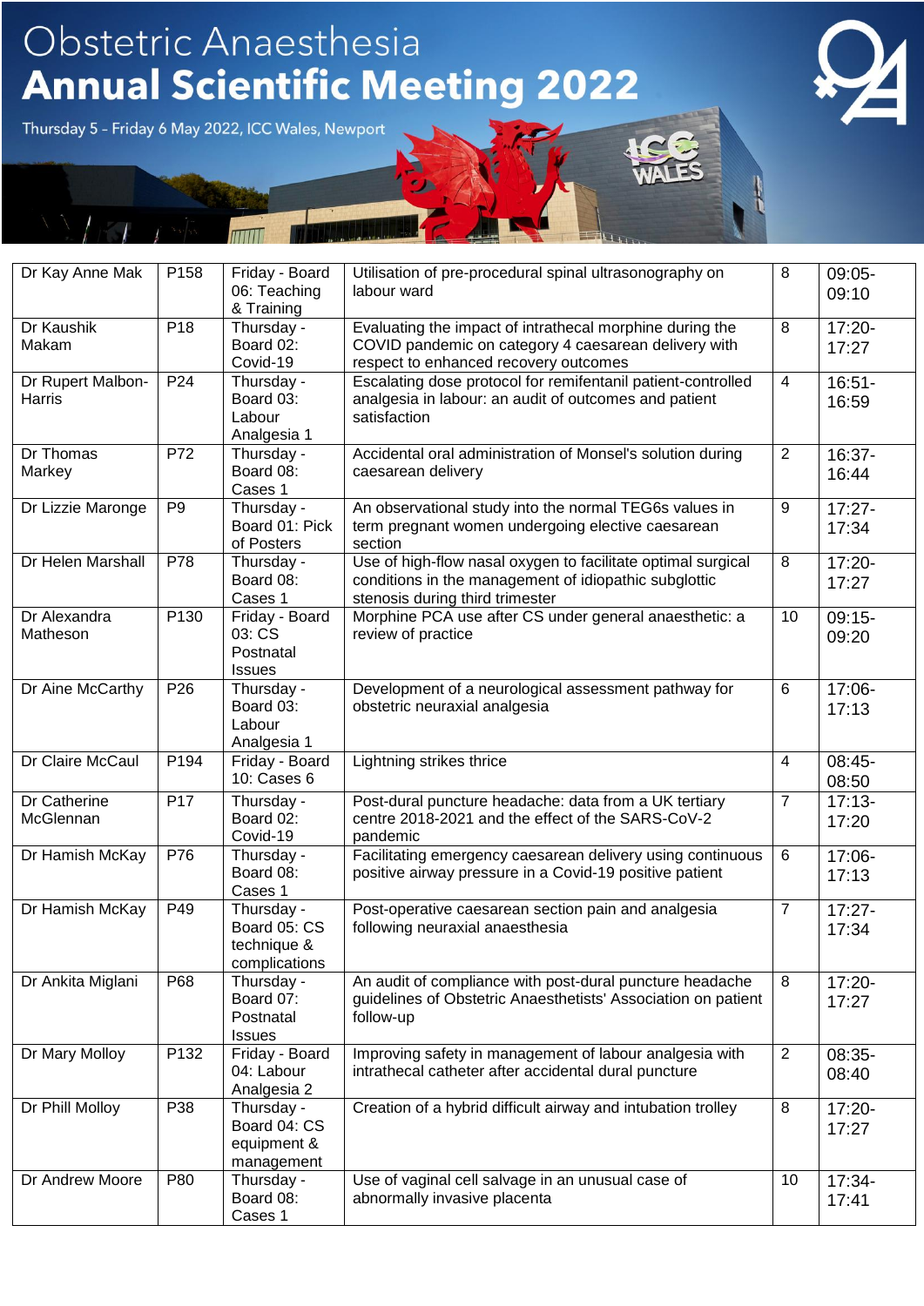# Obstetric Anaesthesia Annual Scientific Meeting 2022

Thursday 5 – Friday 6 May 2022, ICC Wales, Newport

| | | | | | |
|---|---|---|---|---|---|
| Dr Kay Anne Mak | P158 | Friday - Board 06: Teaching & Training | Utilisation of pre-procedural spinal ultrasonography on labour ward | 8 | 09:05-09:10 |
| Dr Kaushik Makam | P18 | Thursday - Board 02: Covid-19 | Evaluating the impact of intrathecal morphine during the COVID pandemic on category 4 caesarean delivery with respect to enhanced recovery outcomes | 8 | 17:20-17:27 |
| Dr Rupert Malbon-Harris | P24 | Thursday - Board 03: Labour Analgesia 1 | Escalating dose protocol for remifentanil patient-controlled analgesia in labour: an audit of outcomes and patient satisfaction | 4 | 16:51-16:59 |
| Dr Thomas Markey | P72 | Thursday - Board 08: Cases 1 | Accidental oral administration of Monsel's solution during caesarean delivery | 2 | 16:37-16:44 |
| Dr Lizzie Maronge | P9 | Thursday - Board 01: Pick of Posters | An observational study into the normal TEG6s values in term pregnant women undergoing elective caesarean section | 9 | 17:27-17:34 |
| Dr Helen Marshall | P78 | Thursday - Board 08: Cases 1 | Use of high-flow nasal oxygen to facilitate optimal surgical conditions in the management of idiopathic subglottic stenosis during third trimester | 8 | 17:20-17:27 |
| Dr Alexandra Matheson | P130 | Friday - Board 03: CS Postnatal Issues | Morphine PCA use after CS under general anaesthetic: a review of practice | 10 | 09:15-09:20 |
| Dr Aine McCarthy | P26 | Thursday - Board 03: Labour Analgesia 1 | Development of a neurological assessment pathway for obstetric neuraxial analgesia | 6 | 17:06-17:13 |
| Dr Claire McCaul | P194 | Friday - Board 10: Cases 6 | Lightning strikes thrice | 4 | 08:45-08:50 |
| Dr Catherine McGlennan | P17 | Thursday - Board 02: Covid-19 | Post-dural puncture headache: data from a UK tertiary centre 2018-2021 and the effect of the SARS-CoV-2 pandemic | 7 | 17:13-17:20 |
| Dr Hamish McKay | P76 | Thursday - Board 08: Cases 1 | Facilitating emergency caesarean delivery using continuous positive airway pressure in a Covid-19 positive patient | 6 | 17:06-17:13 |
| Dr Hamish McKay | P49 | Thursday - Board 05: CS technique & complications | Post-operative caesarean section pain and analgesia following neuraxial anaesthesia | 7 | 17:27-17:34 |
| Dr Ankita Miglani | P68 | Thursday - Board 07: Postnatal Issues | An audit of compliance with post-dural puncture headache guidelines of Obstetric Anaesthetists' Association on patient follow-up | 8 | 17:20-17:27 |
| Dr Mary Molloy | P132 | Friday - Board 04: Labour Analgesia 2 | Improving safety in management of labour analgesia with intrathecal catheter after accidental dural puncture | 2 | 08:35-08:40 |
| Dr Phill Molloy | P38 | Thursday - Board 04: CS equipment & management | Creation of a hybrid difficult airway and intubation trolley | 8 | 17:20-17:27 |
| Dr Andrew Moore | P80 | Thursday - Board 08: Cases 1 | Use of vaginal cell salvage in an unusual case of abnormally invasive placenta | 10 | 17:34-17:41 |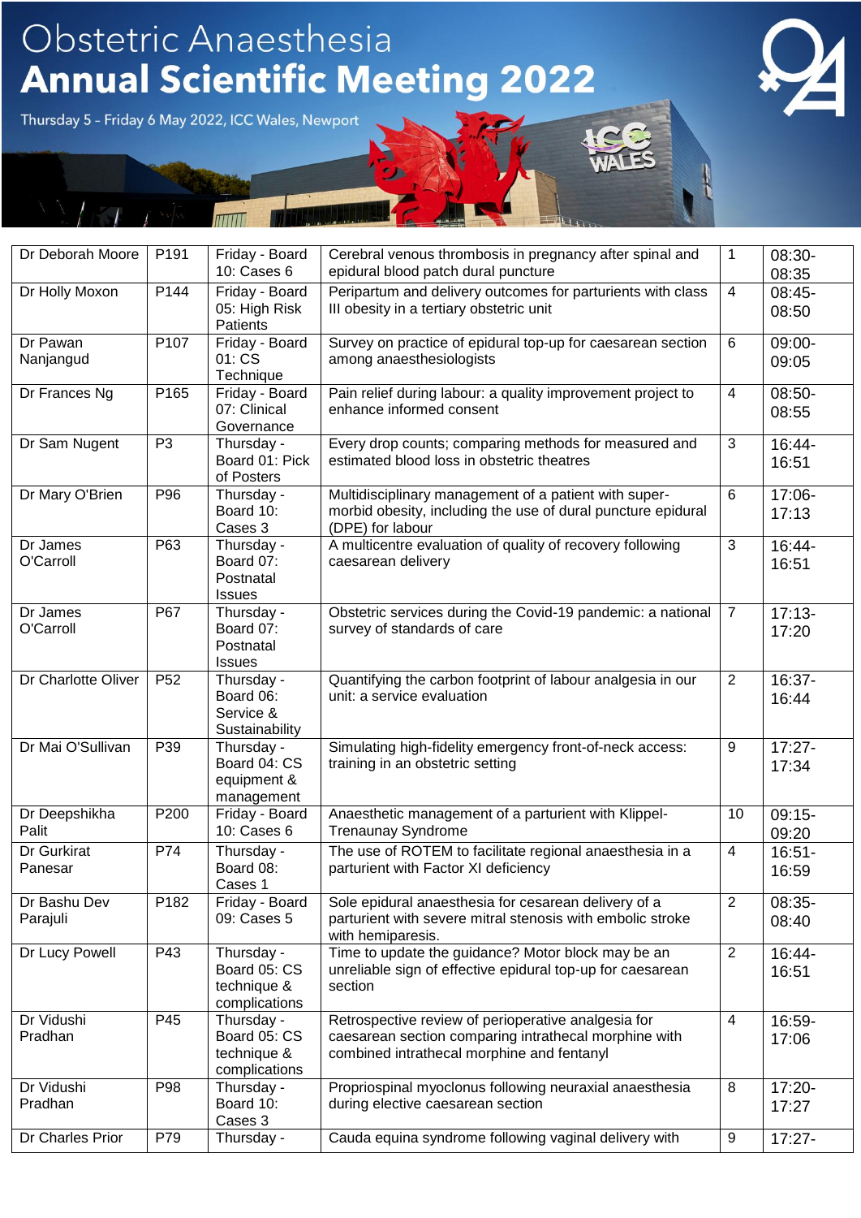# Obstetric Anaesthesia Annual Scientific Meeting 2022

Thursday 5 – Friday 6 May 2022, ICC Wales, Newport

| | | | | | |
|---|---|---|---|---|---|
| Dr Deborah Moore | P191 | Friday - Board 10: Cases 6 | Cerebral venous thrombosis in pregnancy after spinal and epidural blood patch dural puncture | 1 | 08:30-08:35 |
| Dr Holly Moxon | P144 | Friday - Board 05: High Risk Patients | Peripartum and delivery outcomes for parturients with class III obesity in a tertiary obstetric unit | 4 | 08:45-08:50 |
| Dr Pawan Nanjangud | P107 | Friday - Board 01: CS Technique | Survey on practice of epidural top-up for caesarean section among anaesthesiologists | 6 | 09:00-09:05 |
| Dr Frances Ng | P165 | Friday - Board 07: Clinical Governance | Pain relief during labour: a quality improvement project to enhance informed consent | 4 | 08:50-08:55 |
| Dr Sam Nugent | P3 | Thursday - Board 01: Pick of Posters | Every drop counts; comparing methods for measured and estimated blood loss in obstetric theatres | 3 | 16:44-16:51 |
| Dr Mary O'Brien | P96 | Thursday - Board 10: Cases 3 | Multidisciplinary management of a patient with super-morbid obesity, including the use of dural puncture epidural (DPE) for labour | 6 | 17:06-17:13 |
| Dr James O'Carroll | P63 | Thursday - Board 07: Postnatal Issues | A multicentre evaluation of quality of recovery following caesarean delivery | 3 | 16:44-16:51 |
| Dr James O'Carroll | P67 | Thursday - Board 07: Postnatal Issues | Obstetric services during the Covid-19 pandemic: a national survey of standards of care | 7 | 17:13-17:20 |
| Dr Charlotte Oliver | P52 | Thursday - Board 06: Service & Sustainability | Quantifying the carbon footprint of labour analgesia in our unit: a service evaluation | 2 | 16:37-16:44 |
| Dr Mai O'Sullivan | P39 | Thursday - Board 04: CS equipment & management | Simulating high-fidelity emergency front-of-neck access: training in an obstetric setting | 9 | 17:27-17:34 |
| Dr Deepshikha Palit | P200 | Friday - Board 10: Cases 6 | Anaesthetic management of a parturient with Klippel-Trenaunay Syndrome | 10 | 09:15-09:20 |
| Dr Gurkirat Panesar | P74 | Thursday - Board 08: Cases 1 | The use of ROTEM to facilitate regional anaesthesia in a parturient with Factor XI deficiency | 4 | 16:51-16:59 |
| Dr Bashu Dev Parajuli | P182 | Friday - Board 09: Cases 5 | Sole epidural anaesthesia for cesarean delivery of a parturient with severe mitral stenosis with embolic stroke with hemiparesis. | 2 | 08:35-08:40 |
| Dr Lucy Powell | P43 | Thursday - Board 05: CS technique & complications | Time to update the guidance? Motor block may be an unreliable sign of effective epidural top-up for caesarean section | 2 | 16:44-16:51 |
| Dr Vidushi Pradhan | P45 | Thursday - Board 05: CS technique & complications | Retrospective review of perioperative analgesia for caesarean section comparing intrathecal morphine with combined intrathecal morphine and fentanyl | 4 | 16:59-17:06 |
| Dr Vidushi Pradhan | P98 | Thursday - Board 10: Cases 3 | Propriospinal myoclonus following neuraxial anaesthesia during elective caesarean section | 8 | 17:20-17:27 |
| Dr Charles Prior | P79 | Thursday - | Cauda equina syndrome following vaginal delivery with | 9 | 17:27- |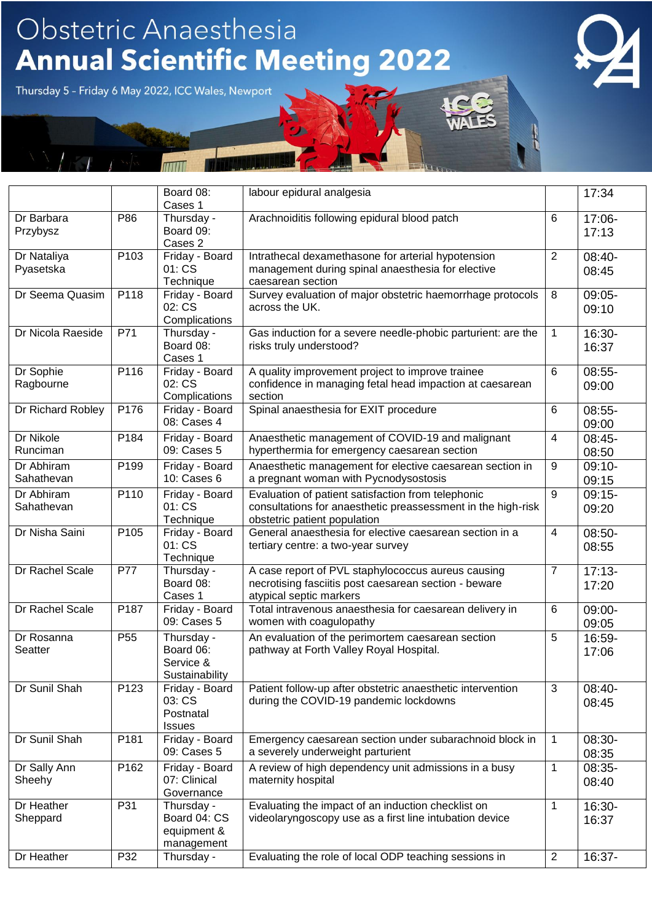# Obstetric Anaesthesia Annual Scientific Meeting 2022

Thursday 5 – Friday 6 May 2022, ICC Wales, Newport

| | | | | | |
|---|---|---|---|---|---|
| | | Board 08: Cases 1 | labour epidural analgesia | | 17:34 |
| Dr Barbara Przybysz | P86 | Thursday - Board 09: Cases 2 | Arachnoiditis following epidural blood patch | 6 | 17:06-17:13 |
| Dr Nataliya Pyasetska | P103 | Friday - Board 01: CS Technique | Intrathecal dexamethasone for arterial hypotension management during spinal anaesthesia for elective caesarean section | 2 | 08:40-08:45 |
| Dr Seema Quasim | P118 | Friday - Board 02: CS Complications | Survey evaluation of major obstetric haemorrhage protocols across the UK. | 8 | 09:05-09:10 |
| Dr Nicola Raeside | P71 | Thursday - Board 08: Cases 1 | Gas induction for a severe needle-phobic parturient: are the risks truly understood? | 1 | 16:30-16:37 |
| Dr Sophie Ragbourne | P116 | Friday - Board 02: CS Complications | A quality improvement project to improve trainee confidence in managing fetal head impaction at caesarean section | 6 | 08:55-09:00 |
| Dr Richard Robley | P176 | Friday - Board 08: Cases 4 | Spinal anaesthesia for EXIT procedure | 6 | 08:55-09:00 |
| Dr Nikole Runciman | P184 | Friday - Board 09: Cases 5 | Anaesthetic management of COVID-19 and malignant hyperthermia for emergency caesarean section | 4 | 08:45-08:50 |
| Dr Abhiram Sahathevan | P199 | Friday - Board 10: Cases 6 | Anaesthetic management for elective caesarean section in a pregnant woman with Pycnodysostosis | 9 | 09:10-09:15 |
| Dr Abhiram Sahathevan | P110 | Friday - Board 01: CS Technique | Evaluation of patient satisfaction from telephonic consultations for anaesthetic preassessment in the high-risk obstetric patient population | 9 | 09:15-09:20 |
| Dr Nisha Saini | P105 | Friday - Board 01: CS Technique | General anaesthesia for elective caesarean section in a tertiary centre: a two-year survey | 4 | 08:50-08:55 |
| Dr Rachel Scale | P77 | Thursday - Board 08: Cases 1 | A case report of PVL staphylococcus aureus causing necrotising fasciitis post caesarean section - beware atypical septic markers | 7 | 17:13-17:20 |
| Dr Rachel Scale | P187 | Friday - Board 09: Cases 5 | Total intravenous anaesthesia for caesarean delivery in women with coagulopathy | 6 | 09:00-09:05 |
| Dr Rosanna Seatter | P55 | Thursday - Board 06: Service & Sustainability | An evaluation of the perimortem caesarean section pathway at Forth Valley Royal Hospital. | 5 | 16:59-17:06 |
| Dr Sunil Shah | P123 | Friday - Board 03: CS Postnatal Issues | Patient follow-up after obstetric anaesthetic intervention during the COVID-19 pandemic lockdowns | 3 | 08:40-08:45 |
| Dr Sunil Shah | P181 | Friday - Board 09: Cases 5 | Emergency caesarean section under subarachnoid block in a severely underweight parturient | 1 | 08:30-08:35 |
| Dr Sally Ann Sheehy | P162 | Friday - Board 07: Clinical Governance | A review of high dependency unit admissions in a busy maternity hospital | 1 | 08:35-08:40 |
| Dr Heather Sheppard | P31 | Thursday - Board 04: CS equipment & management | Evaluating the impact of an induction checklist on videolaryngoscopy use as a first line intubation device | 1 | 16:30-16:37 |
| Dr Heather | P32 | Thursday - | Evaluating the role of local ODP teaching sessions in | 2 | 16:37- |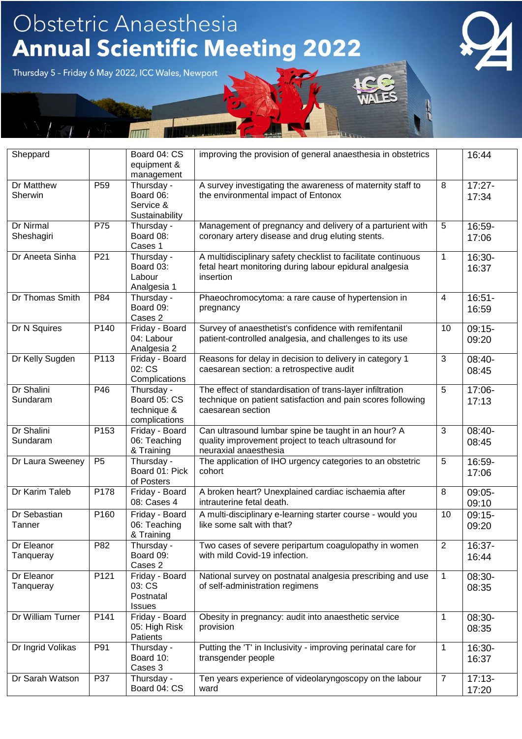| Sheppard | | Board 04: CS equipment & management | improving the provision of general anaesthesia in obstetrics | | 16:44 |
|---|---|---|---|---|---|
| Dr Matthew Sherwin | P59 | Thursday - Board 06: Service & Sustainability | A survey investigating the awareness of maternity staff to the environmental impact of Entonox | 8 | 17:27-17:34 |
| Dr Nirmal Sheshagiri | P75 | Thursday - Board 08: Cases 1 | Management of pregnancy and delivery of a parturient with coronary artery disease and drug eluting stents. | 5 | 16:59-17:06 |
| Dr Aneeta Sinha | P21 | Thursday - Board 03: Labour Analgesia 1 | A multidisciplinary safety checklist to facilitate continuous fetal heart monitoring during labour epidural analgesia insertion | 1 | 16:30-16:37 |
| Dr Thomas Smith | P84 | Thursday - Board 09: Cases 2 | Phaeochromocytoma: a rare cause of hypertension in pregnancy | 4 | 16:51-16:59 |
| Dr N Squires | P140 | Friday - Board 04: Labour Analgesia 2 | Survey of anaesthetist's confidence with remifentanil patient-controlled analgesia, and challenges to its use | 10 | 09:15-09:20 |
| Dr Kelly Sugden | P113 | Friday - Board 02: CS Complications | Reasons for delay in decision to delivery in category 1 caesarean section: a retrospective audit | 3 | 08:40-08:45 |
| Dr Shalini Sundaram | P46 | Thursday - Board 05: CS technique & complications | The effect of standardisation of trans-layer infiltration technique on patient satisfaction and pain scores following caesarean section | 5 | 17:06-17:13 |
| Dr Shalini Sundaram | P153 | Friday - Board 06: Teaching & Training | Can ultrasound lumbar spine be taught in an hour? A quality improvement project to teach ultrasound for neuraxial anaesthesia | 3 | 08:40-08:45 |
| Dr Laura Sweeney | P5 | Thursday - Board 01: Pick of Posters | The application of IHO urgency categories to an obstetric cohort | 5 | 16:59-17:06 |
| Dr Karim Taleb | P178 | Friday - Board 08: Cases 4 | A broken heart? Unexplained cardiac ischaemia after intrauterine fetal death. | 8 | 09:05-09:10 |
| Dr Sebastian Tanner | P160 | Friday - Board 06: Teaching & Training | A multi-disciplinary e-learning starter course - would you like some salt with that? | 10 | 09:15-09:20 |
| Dr Eleanor Tanqueray | P82 | Thursday - Board 09: Cases 2 | Two cases of severe peripartum coagulopathy in women with mild Covid-19 infection. | 2 | 16:37-16:44 |
| Dr Eleanor Tanqueray | P121 | Friday - Board 03: CS Postnatal Issues | National survey on postnatal analgesia prescribing and use of self-administration regimens | 1 | 08:30-08:35 |
| Dr William Turner | P141 | Friday - Board 05: High Risk Patients | Obesity in pregnancy: audit into anaesthetic service provision | 1 | 08:30-08:35 |
| Dr Ingrid Volikas | P91 | Thursday - Board 10: Cases 3 | Putting the 'T' in Inclusivity - improving perinatal care for transgender people | 1 | 16:30-16:37 |
| Dr Sarah Watson | P37 | Thursday - Board 04: CS | Ten years experience of videolaryngoscopy on the labour ward | 7 | 17:13-17:20 |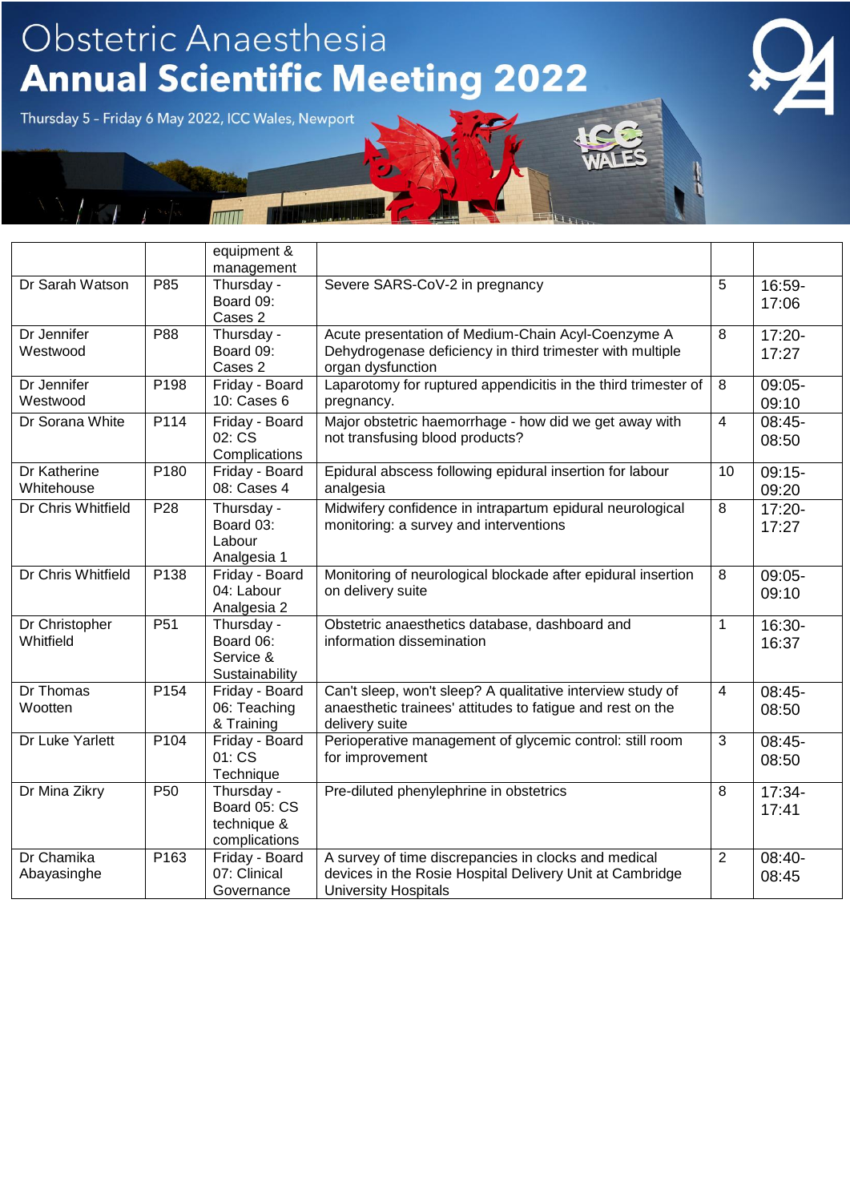# Obstetric Anaesthesia
# Annual Scientific Meeting 2022

Thursday 5 – Friday 6 May 2022, ICC Wales, Newport

| | | | | | |
|---|---|---|---|---|---|
| | | equipment & management | | | |
| Dr Sarah Watson | P85 | Thursday - Board 09: Cases 2 | Severe SARS-CoV-2 in pregnancy | 5 | 16:59-17:06 |
| Dr Jennifer Westwood | P88 | Thursday - Board 09: Cases 2 | Acute presentation of Medium-Chain Acyl-Coenzyme A Dehydrogenase deficiency in third trimester with multiple organ dysfunction | 8 | 17:20-17:27 |
| Dr Jennifer Westwood | P198 | Friday - Board 10: Cases 6 | Laparotomy for ruptured appendicitis in the third trimester of pregnancy. | 8 | 09:05-09:10 |
| Dr Sorana White | P114 | Friday - Board 02: CS Complications | Major obstetric haemorrhage - how did we get away with not transfusing blood products? | 4 | 08:45-08:50 |
| Dr Katherine Whitehouse | P180 | Friday - Board 08: Cases 4 | Epidural abscess following epidural insertion for labour analgesia | 10 | 09:15-09:20 |
| Dr Chris Whitfield | P28 | Thursday - Board 03: Labour Analgesia 1 | Midwifery confidence in intrapartum epidural neurological monitoring: a survey and interventions | 8 | 17:20-17:27 |
| Dr Chris Whitfield | P138 | Friday - Board 04: Labour Analgesia 2 | Monitoring of neurological blockade after epidural insertion on delivery suite | 8 | 09:05-09:10 |
| Dr Christopher Whitfield | P51 | Thursday - Board 06: Service & Sustainability | Obstetric anaesthetics database, dashboard and information dissemination | 1 | 16:30-16:37 |
| Dr Thomas Wootten | P154 | Friday - Board 06: Teaching & Training | Can't sleep, won't sleep? A qualitative interview study of anaesthetic trainees' attitudes to fatigue and rest on the delivery suite | 4 | 08:45-08:50 |
| Dr Luke Yarlett | P104 | Friday - Board 01: CS Technique | Perioperative management of glycemic control: still room for improvement | 3 | 08:45-08:50 |
| Dr Mina Zikry | P50 | Thursday - Board 05: CS technique & complications | Pre-diluted phenylephrine in obstetrics | 8 | 17:34-17:41 |
| Dr Chamika Abayasinghe | P163 | Friday - Board 07: Clinical Governance | A survey of time discrepancies in clocks and medical devices in the Rosie Hospital Delivery Unit at Cambridge University Hospitals | 2 | 08:40-08:45 |